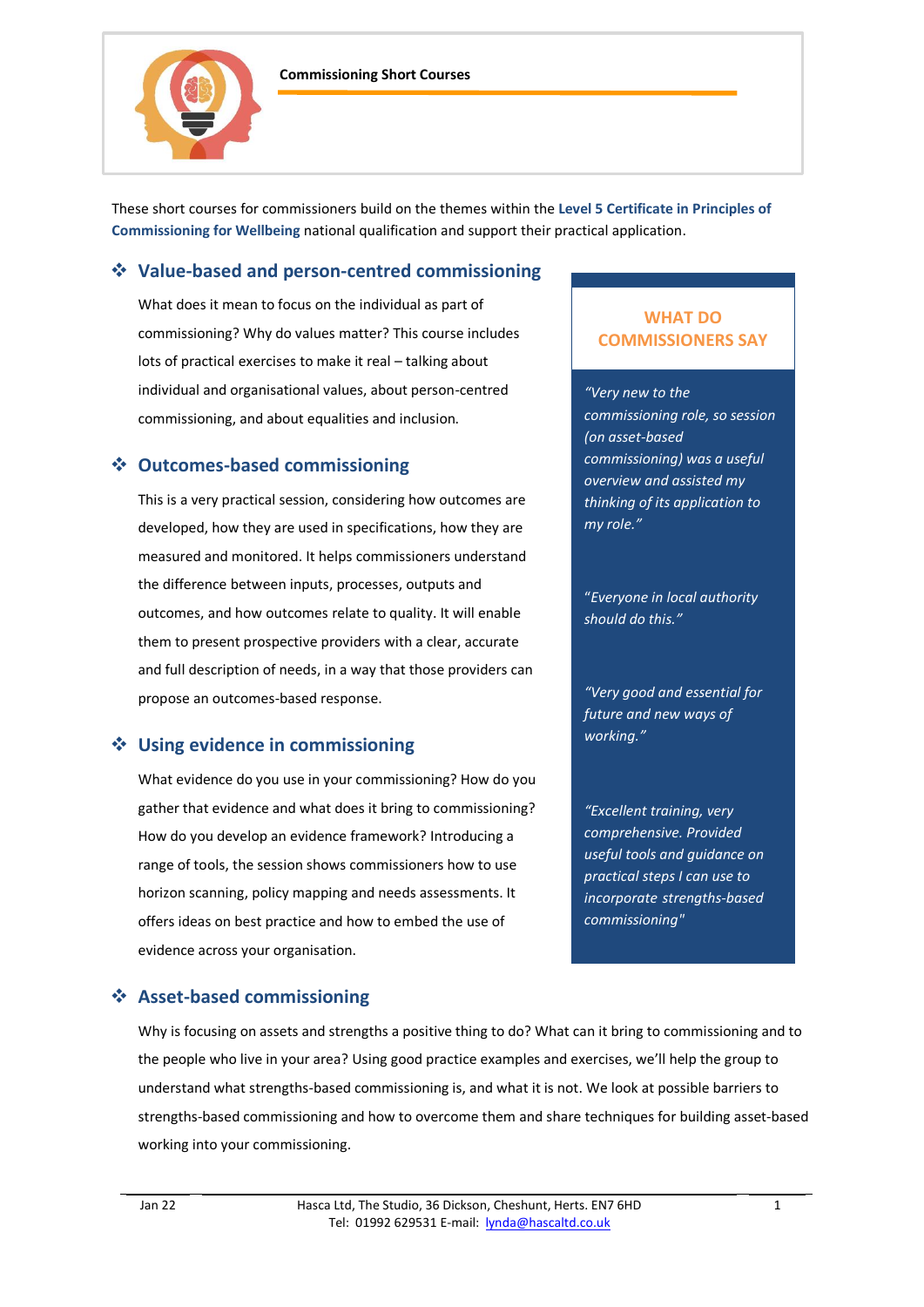# Commissioning Short Courses

These short courses for commissioners build on the themes within the **Level 5 Certificate in Principles of Commissioning for Wellbeing** national qualification and support their practical application.

## Value-based and person-centred commissioning

What does it mean to focus on the individual as part of commissioning? Why do values matter? This course includes lots of practical exercises to make it real – talking about individual and organisational values, about person-centred commissioning, and about equalities and inclusion.

## Outcomes-based commissioning

This is a very practical session, considering how outcomes are developed, how they are used in specifications, how they are measured and monitored. It helps commissioners understand the difference between inputs, processes, outputs and outcomes, and how outcomes relate to quality. It will enable them to present prospective providers with a clear, accurate and full description of needs, in a way that those providers can propose an outcomes-based response.

## Using evidence in commissioning

What evidence do you use in your commissioning? How do you gather that evidence and what does it bring to commissioning? How do you develop an evidence framework? Introducing a range of tools, the session shows commissioners how to use horizon scanning, policy mapping and needs assessments. It offers ideas on best practice and how to embed the use of evidence across your organisation.

### WHAT DO COMMISSIONERS SAY

*"Very new to the commissioning role, so session (on asset-based commissioning) was a useful overview and assisted my thinking of its application to my role."*

*"Everyone in local authority should do this."*

*"Very good and essential for future and new ways of working."*

*"Excellent training, very comprehensive. Provided useful tools and guidance on practical steps I can use to incorporate strengths-based commissioning"*

## Asset-based commissioning

Why is focusing on assets and strengths a positive thing to do? What can it bring to commissioning and to the people who live in your area? Using good practice examples and exercises, we'll help the group to understand what strengths-based commissioning is, and what it is not. We look at possible barriers to strengths-based commissioning and how to overcome them and share techniques for building asset-based working into your commissioning.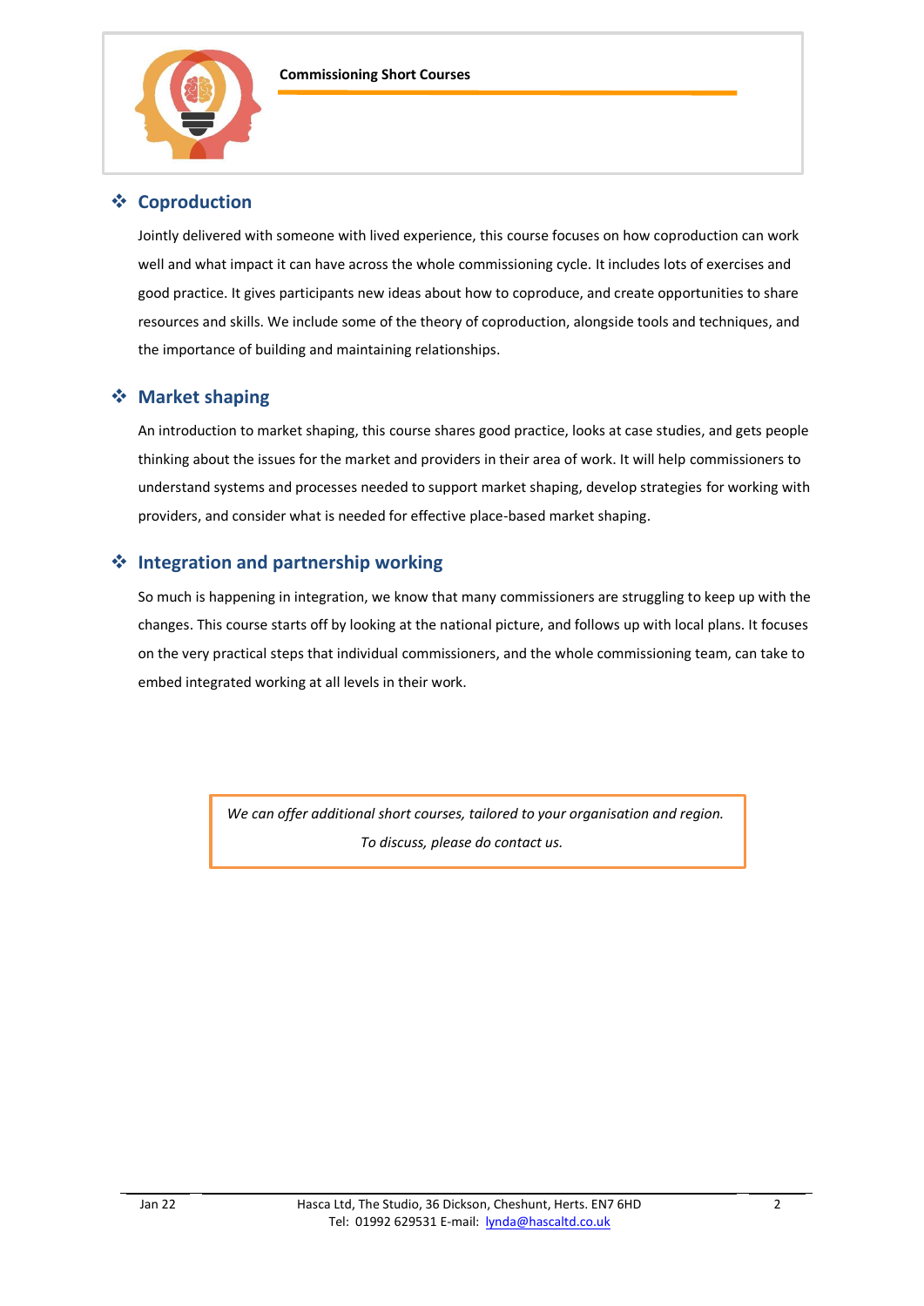## Coproduction

Jointly delivered with someone with lived experience, this course focuses on how coproduction can work well and what impact it can have across the whole commissioning cycle. It includes lots of exercises and good practice. It gives participants new ideas about how to coproduce, and create opportunities to share resources and skills. We include some of the theory of coproduction, alongside tools and techniques, and the importance of building and maintaining relationships.

## Market shaping

An introduction to market shaping, this course shares good practice, looks at case studies, and gets people thinking about the issues for the market and providers in their area of work. It will help commissioners to understand systems and processes needed to support market shaping, develop strategies for working with providers, and consider what is needed for effective place-based market shaping.

## Integration and partnership working

So much is happening in integration, we know that many commissioners are struggling to keep up with the changes. This course starts off by looking at the national picture, and follows up with local plans. It focuses on the very practical steps that individual commissioners, and the whole commissioning team, can take to embed integrated working at all levels in their work.

*We can offer additional short courses, tailored to your organisation and region.*

*To discuss, please do contact us.*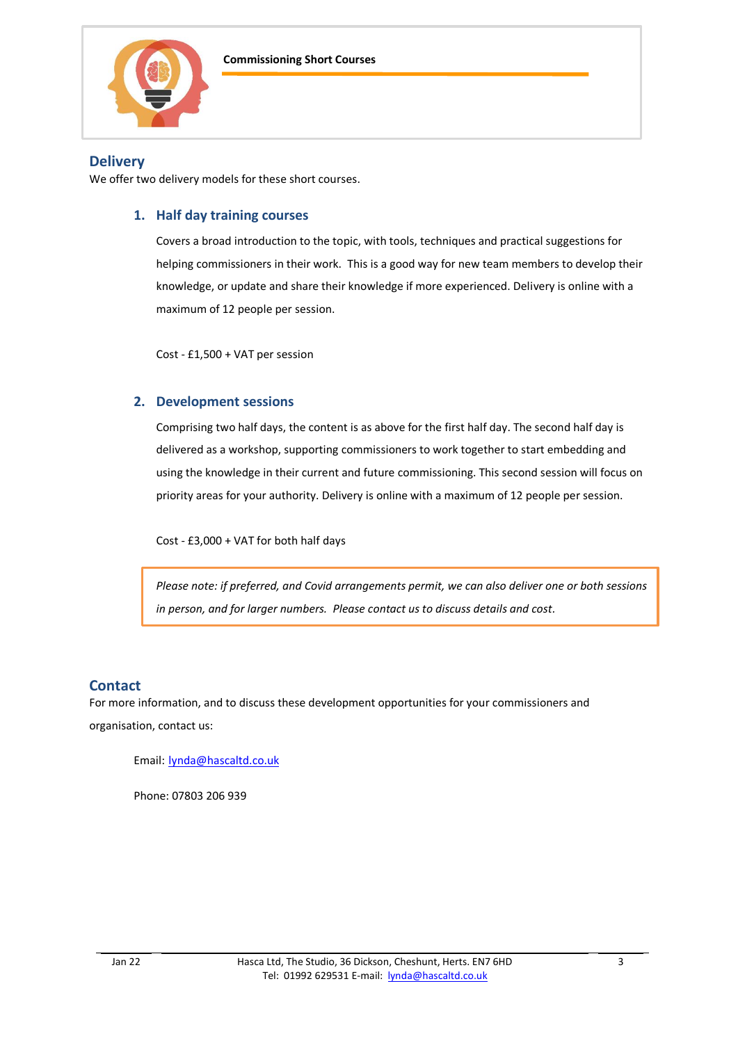## Delivery

We offer two delivery models for these short courses.

### 1. Half day training courses

Covers a broad introduction to the topic, with tools, techniques and practical suggestions for helping commissioners in their work. This is a good way for new team members to develop their knowledge, or update and share their knowledge if more experienced. Delivery is online with a maximum of 12 people per session.

Cost - £1,500 + VAT per session

### 2. Development sessions

Comprising two half days, the content is as above for the first half day. The second half day is delivered as a workshop, supporting commissioners to work together to start embedding and using the knowledge in their current and future commissioning. This second session will focus on priority areas for your authority. Delivery is online with a maximum of 12 people per session.

Cost - £3,000 + VAT for both half days

*Please note: if preferred, and Covid arrangements permit, we can also deliver one or both sessions in person, and for larger numbers. Please contact us to discuss details and cost.*

## Contact

For more information, and to discuss these development opportunities for your commissioners and organisation, contact us:

Email: lynda@hascaltd.co.uk

Phone: 07803 206 939